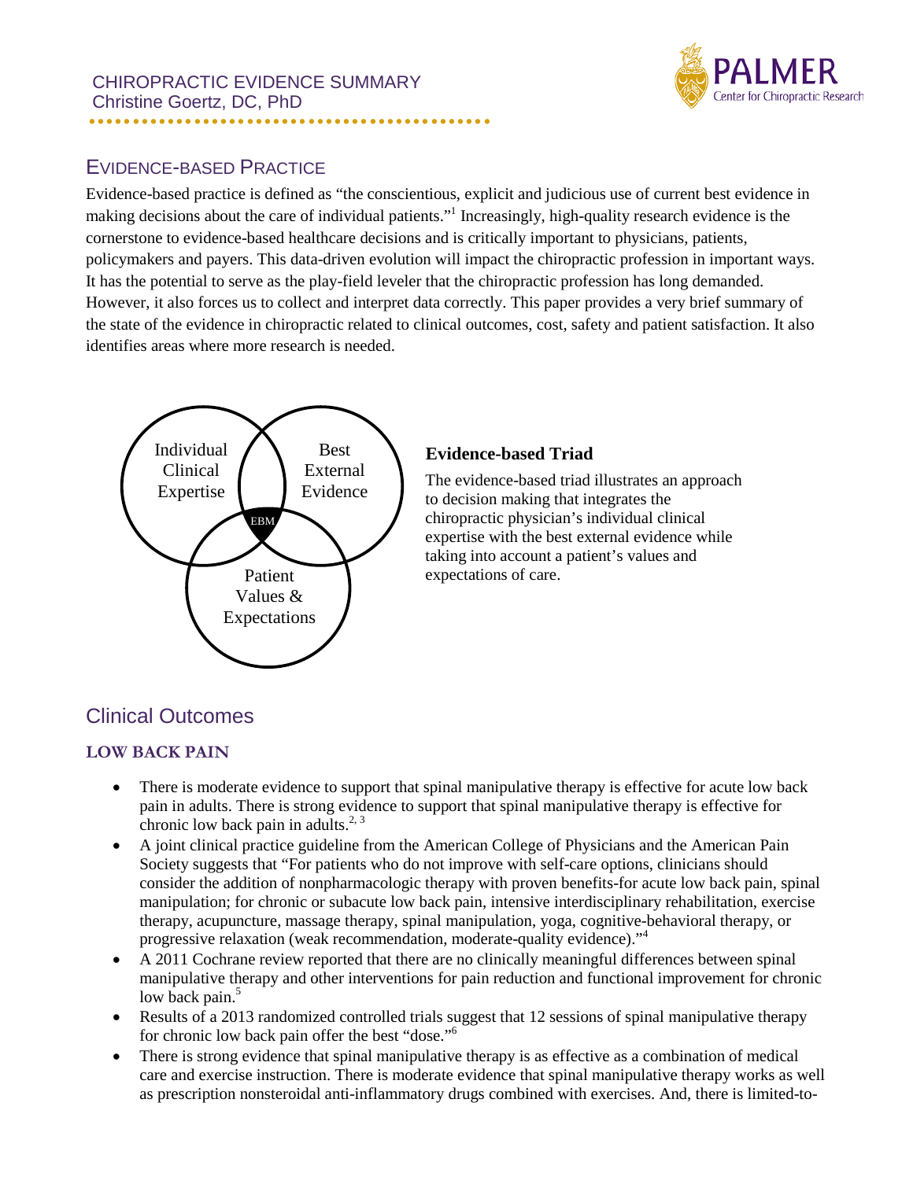CHIROPRACTIC EVIDENCE SUMMARY
Christine Goertz, DC, PhD

## EVIDENCE-BASED PRACTICE

Evidence-based practice is defined as "the conscientious, explicit and judicious use of current best evidence in making decisions about the care of individual patients."[1] Increasingly, high-quality research evidence is the cornerstone to evidence-based healthcare decisions and is critically important to physicians, patients, policymakers and payers. This data-driven evolution will impact the chiropractic profession in important ways. It has the potential to serve as the play-field leveler that the chiropractic profession has long demanded. However, it also forces us to collect and interpret data correctly. This paper provides a very brief summary of the state of the evidence in chiropractic related to clinical outcomes, cost, safety and patient satisfaction. It also identifies areas where more research is needed.

Individual Clinical Expertise | Best External Evidence | Patient Values & Expectations | EBM

**Evidence-based Triad**

The evidence-based triad illustrates an approach to decision making that integrates the chiropractic physician's individual clinical expertise with the best external evidence while taking into account a patient's values and expectations of care.

## Clinical Outcomes

### LOW BACK PAIN

- There is moderate evidence to support that spinal manipulative therapy is effective for acute low back pain in adults. There is strong evidence to support that spinal manipulative therapy is effective for chronic low back pain in adults.[2, 3]
- A joint clinical practice guideline from the American College of Physicians and the American Pain Society suggests that "For patients who do not improve with self-care options, clinicians should consider the addition of nonpharmacologic therapy with proven benefits-for acute low back pain, spinal manipulation; for chronic or subacute low back pain, intensive interdisciplinary rehabilitation, exercise therapy, acupuncture, massage therapy, spinal manipulation, yoga, cognitive-behavioral therapy, or progressive relaxation (weak recommendation, moderate-quality evidence)."[4]
- A 2011 Cochrane review reported that there are no clinically meaningful differences between spinal manipulative therapy and other interventions for pain reduction and functional improvement for chronic low back pain.[5]
- Results of a 2013 randomized controlled trials suggest that 12 sessions of spinal manipulative therapy for chronic low back pain offer the best "dose."[6]
- There is strong evidence that spinal manipulative therapy is as effective as a combination of medical care and exercise instruction. There is moderate evidence that spinal manipulative therapy works as well as prescription nonsteroidal anti-inflammatory drugs combined with exercises. And, there is limited-to-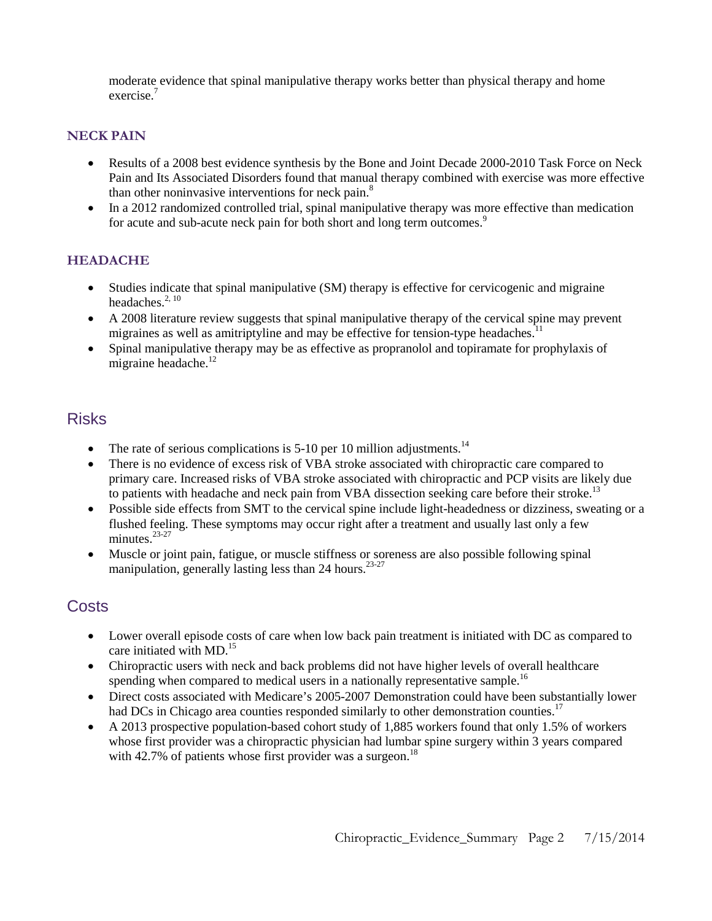moderate evidence that spinal manipulative therapy works better than physical therapy and home exercise.[7]

### NECK PAIN

- Results of a 2008 best evidence synthesis by the Bone and Joint Decade 2000-2010 Task Force on Neck Pain and Its Associated Disorders found that manual therapy combined with exercise was more effective than other noninvasive interventions for neck pain.[8]
- In a 2012 randomized controlled trial, spinal manipulative therapy was more effective than medication for acute and sub-acute neck pain for both short and long term outcomes.[9]

### HEADACHE

- Studies indicate that spinal manipulative (SM) therapy is effective for cervicogenic and migraine headaches.[2, 10]
- A 2008 literature review suggests that spinal manipulative therapy of the cervical spine may prevent migraines as well as amitriptyline and may be effective for tension-type headaches.[11]
- Spinal manipulative therapy may be as effective as propranolol and topiramate for prophylaxis of migraine headache.[12]

## Risks

- The rate of serious complications is 5-10 per 10 million adjustments.[14]
- There is no evidence of excess risk of VBA stroke associated with chiropractic care compared to primary care. Increased risks of VBA stroke associated with chiropractic and PCP visits are likely due to patients with headache and neck pain from VBA dissection seeking care before their stroke.[13]
- Possible side effects from SMT to the cervical spine include light-headedness or dizziness, sweating or a flushed feeling. These symptoms may occur right after a treatment and usually last only a few minutes.[23-27]
- Muscle or joint pain, fatigue, or muscle stiffness or soreness are also possible following spinal manipulation, generally lasting less than 24 hours.[23-27]

## Costs

- Lower overall episode costs of care when low back pain treatment is initiated with DC as compared to care initiated with MD.[15]
- Chiropractic users with neck and back problems did not have higher levels of overall healthcare spending when compared to medical users in a nationally representative sample.[16]
- Direct costs associated with Medicare's 2005-2007 Demonstration could have been substantially lower had DCs in Chicago area counties responded similarly to other demonstration counties.[17]
- A 2013 prospective population-based cohort study of 1,885 workers found that only 1.5% of workers whose first provider was a chiropractic physician had lumbar spine surgery within 3 years compared with 42.7% of patients whose first provider was a surgeon.[18]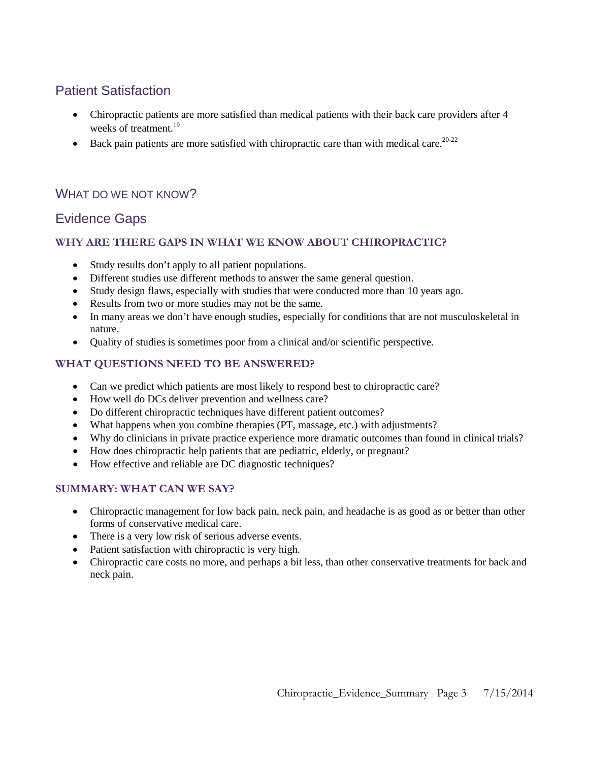## Patient Satisfaction

- Chiropractic patients are more satisfied than medical patients with their back care providers after 4 weeks of treatment.[19]
- Back pain patients are more satisfied with chiropractic care than with medical care.[20-22]

# WHAT DO WE NOT KNOW?

## Evidence Gaps

### WHY ARE THERE GAPS IN WHAT WE KNOW ABOUT CHIROPRACTIC?

- Study results don't apply to all patient populations.
- Different studies use different methods to answer the same general question.
- Study design flaws, especially with studies that were conducted more than 10 years ago.
- Results from two or more studies may not be the same.
- In many areas we don't have enough studies, especially for conditions that are not musculoskeletal in nature.
- Quality of studies is sometimes poor from a clinical and/or scientific perspective.

### WHAT QUESTIONS NEED TO BE ANSWERED?

- Can we predict which patients are most likely to respond best to chiropractic care?
- How well do DCs deliver prevention and wellness care?
- Do different chiropractic techniques have different patient outcomes?
- What happens when you combine therapies (PT, massage, etc.) with adjustments?
- Why do clinicians in private practice experience more dramatic outcomes than found in clinical trials?
- How does chiropractic help patients that are pediatric, elderly, or pregnant?
- How effective and reliable are DC diagnostic techniques?

### SUMMARY: WHAT CAN WE SAY?

- Chiropractic management for low back pain, neck pain, and headache is as good as or better than other forms of conservative medical care.
- There is a very low risk of serious adverse events.
- Patient satisfaction with chiropractic is very high.
- Chiropractic care costs no more, and perhaps a bit less, than other conservative treatments for back and neck pain.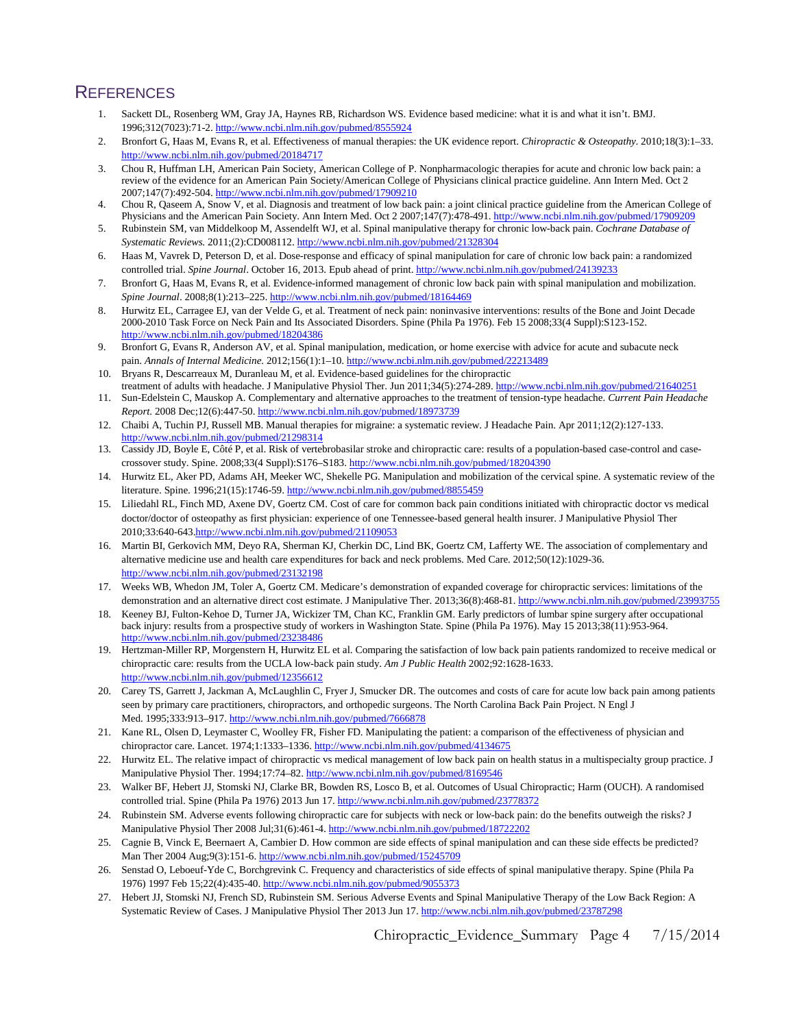## References

1. Sackett DL, Rosenberg WM, Gray JA, Haynes RB, Richardson WS. Evidence based medicine: what it is and what it isn't. BMJ. 1996;312(7023):71-2. http://www.ncbi.nlm.nih.gov/pubmed/8555924
2. Bronfort G, Haas M, Evans R, et al. Effectiveness of manual therapies: the UK evidence report. *Chiropractic & Osteopathy*. 2010;18(3):1–33. http://www.ncbi.nlm.nih.gov/pubmed/20184717
3. Chou R, Huffman LH, American Pain Society, American College of P. Nonpharmacologic therapies for acute and chronic low back pain: a review of the evidence for an American Pain Society/American College of Physicians clinical practice guideline. Ann Intern Med. Oct 2 2007;147(7):492-504. http://www.ncbi.nlm.nih.gov/pubmed/17909210
4. Chou R, Qaseem A, Snow V, et al. Diagnosis and treatment of low back pain: a joint clinical practice guideline from the American College of Physicians and the American Pain Society. Ann Intern Med. Oct 2 2007;147(7):478-491. http://www.ncbi.nlm.nih.gov/pubmed/17909209
5. Rubinstein SM, van Middelkoop M, Assendelft WJ, et al. Spinal manipulative therapy for chronic low-back pain. *Cochrane Database of Systematic Reviews.* 2011;(2):CD008112. http://www.ncbi.nlm.nih.gov/pubmed/21328304
6. Haas M, Vavrek D, Peterson D, et al. Dose-response and efficacy of spinal manipulation for care of chronic low back pain: a randomized controlled trial. *Spine Journal*. October 16, 2013. Epub ahead of print. http://www.ncbi.nlm.nih.gov/pubmed/24139233
7. Bronfort G, Haas M, Evans R, et al. Evidence-informed management of chronic low back pain with spinal manipulation and mobilization. *Spine Journal*. 2008;8(1):213–225. http://www.ncbi.nlm.nih.gov/pubmed/18164469
8. Hurwitz EL, Carragee EJ, van der Velde G, et al. Treatment of neck pain: noninvasive interventions: results of the Bone and Joint Decade 2000-2010 Task Force on Neck Pain and Its Associated Disorders. Spine (Phila Pa 1976). Feb 15 2008;33(4 Suppl):S123-152. http://www.ncbi.nlm.nih.gov/pubmed/18204386
9. Bronfort G, Evans R, Anderson AV, et al. Spinal manipulation, medication, or home exercise with advice for acute and subacute neck pain. *Annals of Internal Medicine.* 2012;156(1):1–10. http://www.ncbi.nlm.nih.gov/pubmed/22213489
10. Bryans R, Descarreaux M, Duranleau M, et al. Evidence-based guidelines for the chiropractic treatment of adults with headache. J Manipulative Physiol Ther. Jun 2011;34(5):274-289. http://www.ncbi.nlm.nih.gov/pubmed/21640251
11. Sun-Edelstein C, Mauskop A. Complementary and alternative approaches to the treatment of tension-type headache. *Current Pain Headache Report.* 2008 Dec;12(6):447-50. http://www.ncbi.nlm.nih.gov/pubmed/18973739
12. Chaibi A, Tuchin PJ, Russell MB. Manual therapies for migraine: a systematic review. J Headache Pain. Apr 2011;12(2):127-133. http://www.ncbi.nlm.nih.gov/pubmed/21298314
13. Cassidy JD, Boyle E, Côté P, et al. Risk of vertebrobasilar stroke and chiropractic care: results of a population-based case-control and case-crossover study. Spine. 2008;33(4 Suppl):S176–S183. http://www.ncbi.nlm.nih.gov/pubmed/18204390
14. Hurwitz EL, Aker PD, Adams AH, Meeker WC, Shekelle PG. Manipulation and mobilization of the cervical spine. A systematic review of the literature. Spine. 1996;21(15):1746-59. http://www.ncbi.nlm.nih.gov/pubmed/8855459
15. Liliedahl RL, Finch MD, Axene DV, Goertz CM. Cost of care for common back pain conditions initiated with chiropractic doctor vs medical doctor/doctor of osteopathy as first physician: experience of one Tennessee-based general health insurer. J Manipulative Physiol Ther 2010;33:640-643.http://www.ncbi.nlm.nih.gov/pubmed/21109053
16. Martin BI, Gerkovich MM, Deyo RA, Sherman KJ, Cherkin DC, Lind BK, Goertz CM, Lafferty WE. The association of complementary and alternative medicine use and health care expenditures for back and neck problems. Med Care. 2012;50(12):1029-36. http://www.ncbi.nlm.nih.gov/pubmed/23132198
17. Weeks WB, Whedon JM, Toler A, Goertz CM. Medicare's demonstration of expanded coverage for chiropractic services: limitations of the demonstration and an alternative direct cost estimate. J Manipulative Ther. 2013;36(8):468-81. http://www.ncbi.nlm.nih.gov/pubmed/23993755
18. Keeney BJ, Fulton-Kehoe D, Turner JA, Wickizer TM, Chan KC, Franklin GM. Early predictors of lumbar spine surgery after occupational back injury: results from a prospective study of workers in Washington State. Spine (Phila Pa 1976). May 15 2013;38(11):953-964. http://www.ncbi.nlm.nih.gov/pubmed/23238486
19. Hertzman-Miller RP, Morgenstern H, Hurwitz EL et al. Comparing the satisfaction of low back pain patients randomized to receive medical or chiropractic care: results from the UCLA low-back pain study. *Am J Public Health* 2002;92:1628-1633. http://www.ncbi.nlm.nih.gov/pubmed/12356612
20. Carey TS, Garrett J, Jackman A, McLaughlin C, Fryer J, Smucker DR. The outcomes and costs of care for acute low back pain among patients seen by primary care practitioners, chiropractors, and orthopedic surgeons. The North Carolina Back Pain Project. N Engl J Med. 1995;333:913–917. http://www.ncbi.nlm.nih.gov/pubmed/7666878
21. Kane RL, Olsen D, Leymaster C, Woolley FR, Fisher FD. Manipulating the patient: a comparison of the effectiveness of physician and chiropractor care. Lancet. 1974;1:1333–1336. http://www.ncbi.nlm.nih.gov/pubmed/4134675
22. Hurwitz EL. The relative impact of chiropractic vs medical management of low back pain on health status in a multispecialty group practice. J Manipulative Physiol Ther. 1994;17:74–82. http://www.ncbi.nlm.nih.gov/pubmed/8169546
23. Walker BF, Hebert JJ, Stomski NJ, Clarke BR, Bowden RS, Losco B, et al. Outcomes of Usual Chiropractic; Harm (OUCH). A randomised controlled trial. Spine (Phila Pa 1976) 2013 Jun 17. http://www.ncbi.nlm.nih.gov/pubmed/23778372
24. Rubinstein SM. Adverse events following chiropractic care for subjects with neck or low-back pain: do the benefits outweigh the risks? J Manipulative Physiol Ther 2008 Jul;31(6):461-4. http://www.ncbi.nlm.nih.gov/pubmed/18722202
25. Cagnie B, Vinck E, Beernaert A, Cambier D. How common are side effects of spinal manipulation and can these side effects be predicted? Man Ther 2004 Aug;9(3):151-6. http://www.ncbi.nlm.nih.gov/pubmed/15245709
26. Senstad O, Leboeuf-Yde C, Borchgrevink C. Frequency and characteristics of side effects of spinal manipulative therapy. Spine (Phila Pa 1976) 1997 Feb 15;22(4):435-40. http://www.ncbi.nlm.nih.gov/pubmed/9055373
27. Hebert JJ, Stomski NJ, French SD, Rubinstein SM. Serious Adverse Events and Spinal Manipulative Therapy of the Low Back Region: A Systematic Review of Cases. J Manipulative Physiol Ther 2013 Jun 17. http://www.ncbi.nlm.nih.gov/pubmed/23787298